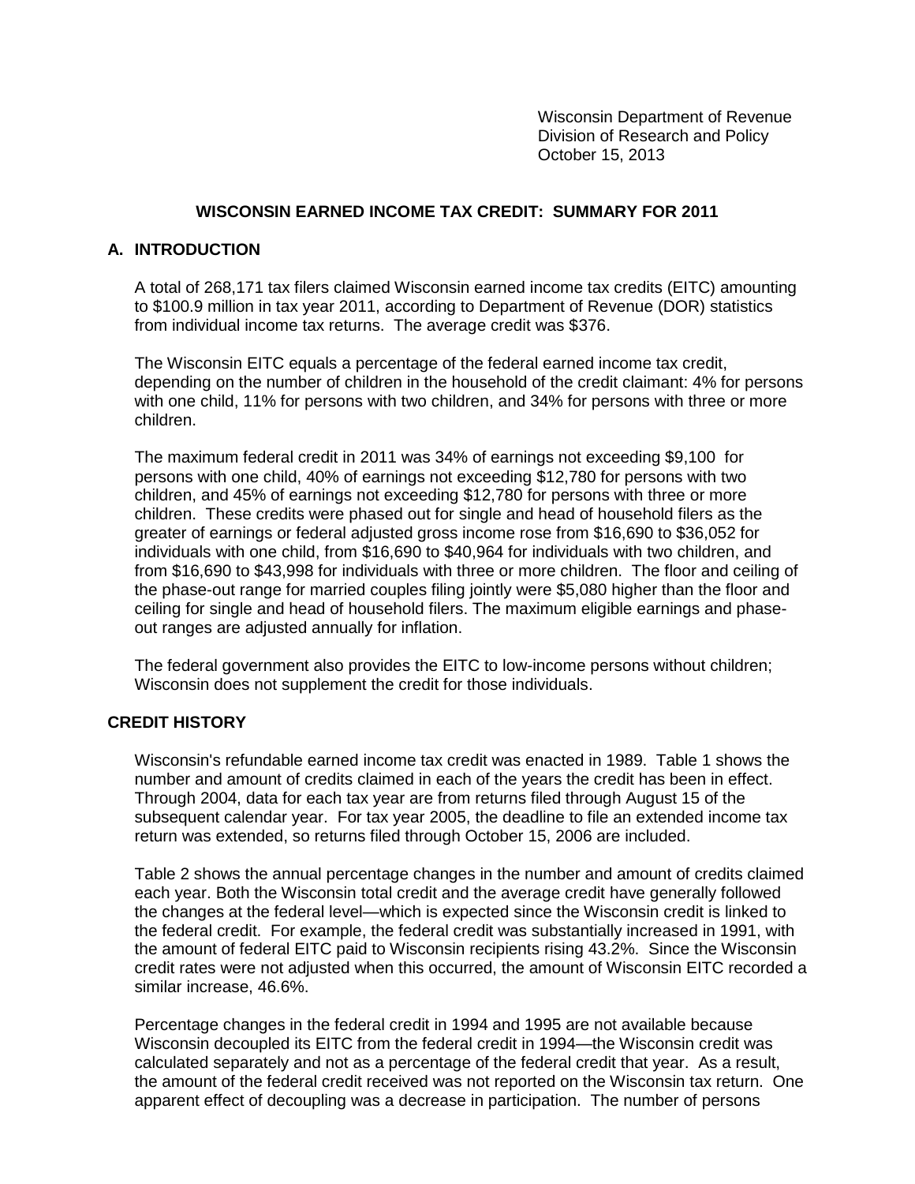Wisconsin Department of Revenue
Division of Research and Policy
October 15, 2013

# WISCONSIN EARNED INCOME TAX CREDIT: SUMMARY FOR 2011

## A. INTRODUCTION

A total of 268,171 tax filers claimed Wisconsin earned income tax credits (EITC) amounting to $100.9 million in tax year 2011, according to Department of Revenue (DOR) statistics from individual income tax returns. The average credit was $376.

The Wisconsin EITC equals a percentage of the federal earned income tax credit, depending on the number of children in the household of the credit claimant: 4% for persons with one child, 11% for persons with two children, and 34% for persons with three or more children.

The maximum federal credit in 2011 was 34% of earnings not exceeding $9,100 for persons with one child, 40% of earnings not exceeding $12,780 for persons with two children, and 45% of earnings not exceeding $12,780 for persons with three or more children. These credits were phased out for single and head of household filers as the greater of earnings or federal adjusted gross income rose from $16,690 to $36,052 for individuals with one child, from $16,690 to $40,964 for individuals with two children, and from $16,690 to $43,998 for individuals with three or more children. The floor and ceiling of the phase-out range for married couples filing jointly were $5,080 higher than the floor and ceiling for single and head of household filers. The maximum eligible earnings and phase-out ranges are adjusted annually for inflation.

The federal government also provides the EITC to low-income persons without children; Wisconsin does not supplement the credit for those individuals.

## CREDIT HISTORY

Wisconsin's refundable earned income tax credit was enacted in 1989. Table 1 shows the number and amount of credits claimed in each of the years the credit has been in effect. Through 2004, data for each tax year are from returns filed through August 15 of the subsequent calendar year. For tax year 2005, the deadline to file an extended income tax return was extended, so returns filed through October 15, 2006 are included.

Table 2 shows the annual percentage changes in the number and amount of credits claimed each year. Both the Wisconsin total credit and the average credit have generally followed the changes at the federal level—which is expected since the Wisconsin credit is linked to the federal credit. For example, the federal credit was substantially increased in 1991, with the amount of federal EITC paid to Wisconsin recipients rising 43.2%. Since the Wisconsin credit rates were not adjusted when this occurred, the amount of Wisconsin EITC recorded a similar increase, 46.6%.

Percentage changes in the federal credit in 1994 and 1995 are not available because Wisconsin decoupled its EITC from the federal credit in 1994—the Wisconsin credit was calculated separately and not as a percentage of the federal credit that year. As a result, the amount of the federal credit received was not reported on the Wisconsin tax return. One apparent effect of decoupling was a decrease in participation. The number of persons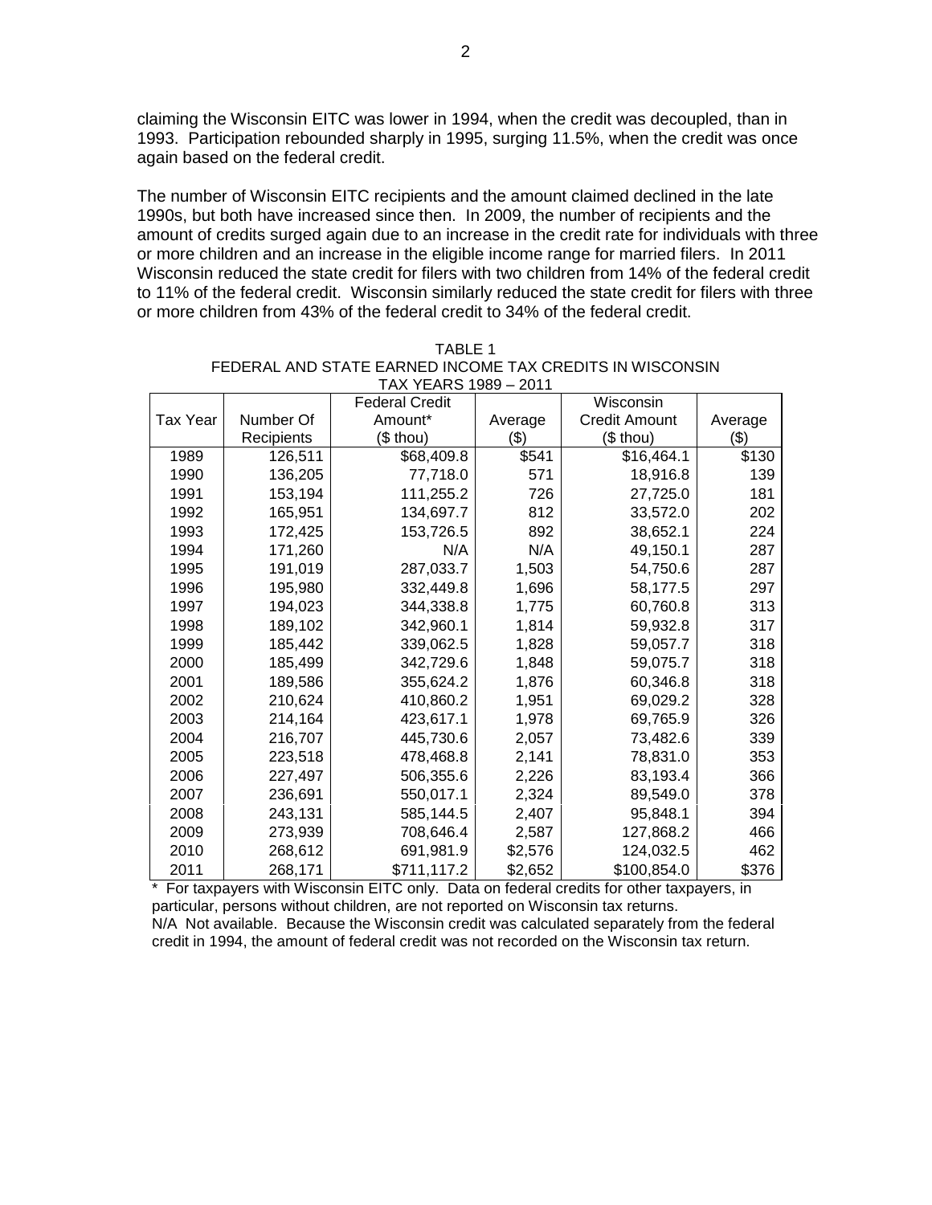claiming the Wisconsin EITC was lower in 1994, when the credit was decoupled, than in 1993. Participation rebounded sharply in 1995, surging 11.5%, when the credit was once again based on the federal credit.

The number of Wisconsin EITC recipients and the amount claimed declined in the late 1990s, but both have increased since then. In 2009, the number of recipients and the amount of credits surged again due to an increase in the credit rate for individuals with three or more children and an increase in the eligible income range for married filers. In 2011 Wisconsin reduced the state credit for filers with two children from 14% of the federal credit to 11% of the federal credit. Wisconsin similarly reduced the state credit for filers with three or more children from 43% of the federal credit to 34% of the federal credit.

TABLE 1
FEDERAL AND STATE EARNED INCOME TAX CREDITS IN WISCONSIN
TAX YEARS 1989 – 2011

| Tax Year | Number Of Recipients | Federal Credit Amount* ($ thou) | Average ($) | Wisconsin Credit Amount ($ thou) | Average ($) |
|---|---|---|---|---|---|
| 1989 | 126,511 | $68,409.8 | $541 | $16,464.1 | $130 |
| 1990 | 136,205 | 77,718.0 | 571 | 18,916.8 | 139 |
| 1991 | 153,194 | 111,255.2 | 726 | 27,725.0 | 181 |
| 1992 | 165,951 | 134,697.7 | 812 | 33,572.0 | 202 |
| 1993 | 172,425 | 153,726.5 | 892 | 38,652.1 | 224 |
| 1994 | 171,260 | N/A | N/A | 49,150.1 | 287 |
| 1995 | 191,019 | 287,033.7 | 1,503 | 54,750.6 | 287 |
| 1996 | 195,980 | 332,449.8 | 1,696 | 58,177.5 | 297 |
| 1997 | 194,023 | 344,338.8 | 1,775 | 60,760.8 | 313 |
| 1998 | 189,102 | 342,960.1 | 1,814 | 59,932.8 | 317 |
| 1999 | 185,442 | 339,062.5 | 1,828 | 59,057.7 | 318 |
| 2000 | 185,499 | 342,729.6 | 1,848 | 59,075.7 | 318 |
| 2001 | 189,586 | 355,624.2 | 1,876 | 60,346.8 | 318 |
| 2002 | 210,624 | 410,860.2 | 1,951 | 69,029.2 | 328 |
| 2003 | 214,164 | 423,617.1 | 1,978 | 69,765.9 | 326 |
| 2004 | 216,707 | 445,730.6 | 2,057 | 73,482.6 | 339 |
| 2005 | 223,518 | 478,468.8 | 2,141 | 78,831.0 | 353 |
| 2006 | 227,497 | 506,355.6 | 2,226 | 83,193.4 | 366 |
| 2007 | 236,691 | 550,017.1 | 2,324 | 89,549.0 | 378 |
| 2008 | 243,131 | 585,144.5 | 2,407 | 95,848.1 | 394 |
| 2009 | 273,939 | 708,646.4 | 2,587 | 127,868.2 | 466 |
| 2010 | 268,612 | 691,981.9 | $2,576 | 124,032.5 | 462 |
| 2011 | 268,171 | $711,117.2 | $2,652 | $100,854.0 | $376 |

\* For taxpayers with Wisconsin EITC only. Data on federal credits for other taxpayers, in particular, persons without children, are not reported on Wisconsin tax returns.
N/A Not available. Because the Wisconsin credit was calculated separately from the federal credit in 1994, the amount of federal credit was not recorded on the Wisconsin tax return.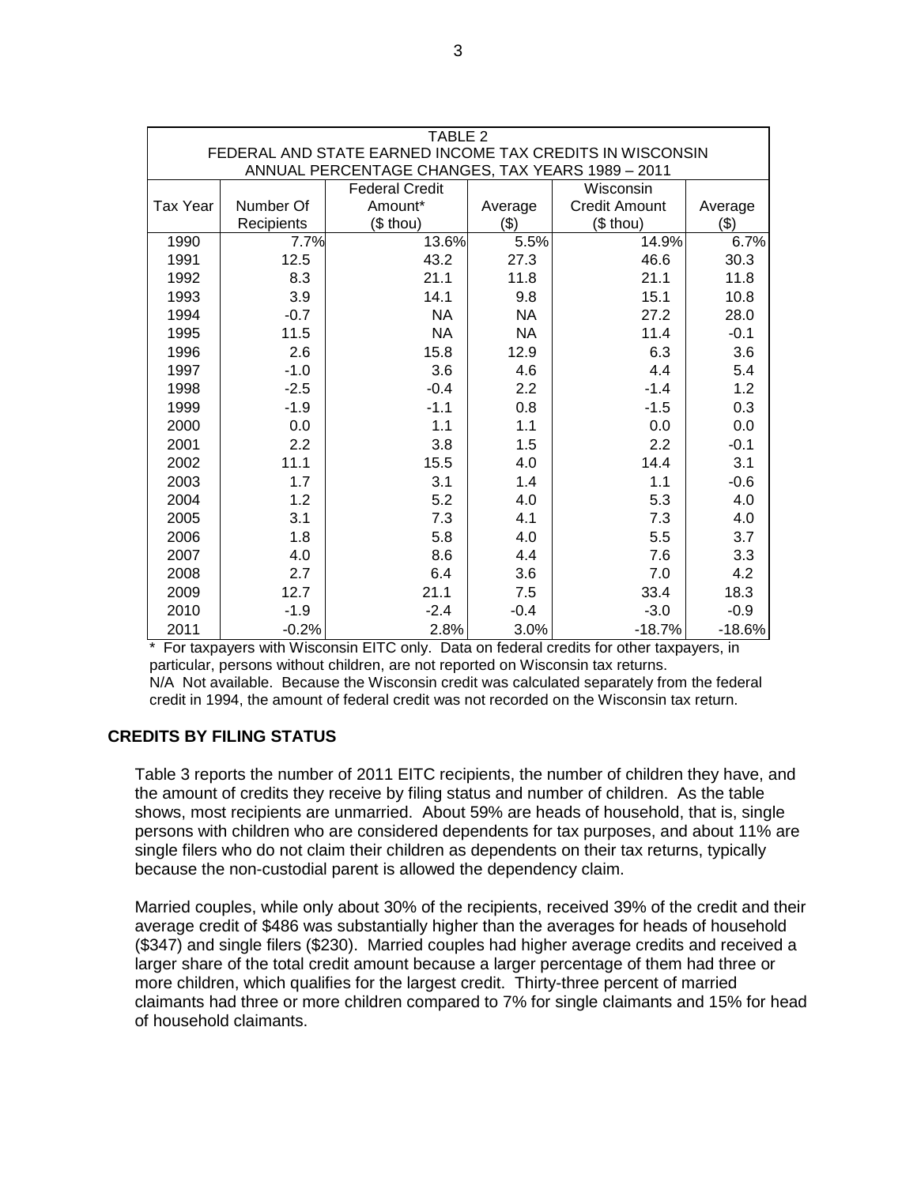| TABLE 2<br>FEDERAL AND STATE EARNED INCOME TAX CREDITS IN WISCONSIN<br>ANNUAL PERCENTAGE CHANGES, TAX YEARS 1989 – 2011 | | | | | |
|---|---|---|---|---|---|
| Tax Year | Number Of Recipients | Federal Credit Amount* ($ thou) | Average ($) | Wisconsin Credit Amount ($ thou) | Average ($) |
| 1990 | 7.7% | 13.6% | 5.5% | 14.9% | 6.7% |
| 1991 | 12.5 | 43.2 | 27.3 | 46.6 | 30.3 |
| 1992 | 8.3 | 21.1 | 11.8 | 21.1 | 11.8 |
| 1993 | 3.9 | 14.1 | 9.8 | 15.1 | 10.8 |
| 1994 | -0.7 | NA | NA | 27.2 | 28.0 |
| 1995 | 11.5 | NA | NA | 11.4 | -0.1 |
| 1996 | 2.6 | 15.8 | 12.9 | 6.3 | 3.6 |
| 1997 | -1.0 | 3.6 | 4.6 | 4.4 | 5.4 |
| 1998 | -2.5 | -0.4 | 2.2 | -1.4 | 1.2 |
| 1999 | -1.9 | -1.1 | 0.8 | -1.5 | 0.3 |
| 2000 | 0.0 | 1.1 | 1.1 | 0.0 | 0.0 |
| 2001 | 2.2 | 3.8 | 1.5 | 2.2 | -0.1 |
| 2002 | 11.1 | 15.5 | 4.0 | 14.4 | 3.1 |
| 2003 | 1.7 | 3.1 | 1.4 | 1.1 | -0.6 |
| 2004 | 1.2 | 5.2 | 4.0 | 5.3 | 4.0 |
| 2005 | 3.1 | 7.3 | 4.1 | 7.3 | 4.0 |
| 2006 | 1.8 | 5.8 | 4.0 | 5.5 | 3.7 |
| 2007 | 4.0 | 8.6 | 4.4 | 7.6 | 3.3 |
| 2008 | 2.7 | 6.4 | 3.6 | 7.0 | 4.2 |
| 2009 | 12.7 | 21.1 | 7.5 | 33.4 | 18.3 |
| 2010 | -1.9 | -2.4 | -0.4 | -3.0 | -0.9 |
| 2011 | -0.2% | 2.8% | 3.0% | -18.7% | -18.6% |

\* For taxpayers with Wisconsin EITC only. Data on federal credits for other taxpayers, in particular, persons without children, are not reported on Wisconsin tax returns.
N/A Not available. Because the Wisconsin credit was calculated separately from the federal credit in 1994, the amount of federal credit was not recorded on the Wisconsin tax return.

## CREDITS BY FILING STATUS

Table 3 reports the number of 2011 EITC recipients, the number of children they have, and the amount of credits they receive by filing status and number of children. As the table shows, most recipients are unmarried. About 59% are heads of household, that is, single persons with children who are considered dependents for tax purposes, and about 11% are single filers who do not claim their children as dependents on their tax returns, typically because the non-custodial parent is allowed the dependency claim.

Married couples, while only about 30% of the recipients, received 39% of the credit and their average credit of $486 was substantially higher than the averages for heads of household ($347) and single filers ($230). Married couples had higher average credits and received a larger share of the total credit amount because a larger percentage of them had three or more children, which qualifies for the largest credit. Thirty-three percent of married claimants had three or more children compared to 7% for single claimants and 15% for head of household claimants.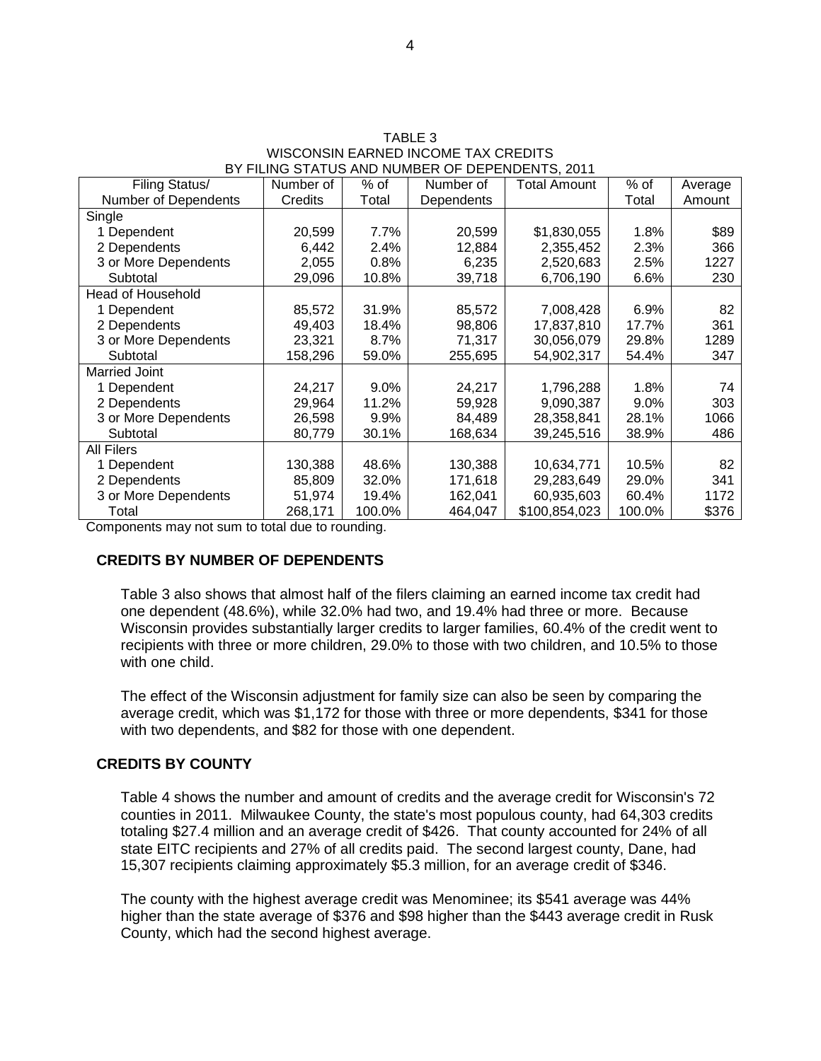TABLE 3
WISCONSIN EARNED INCOME TAX CREDITS
BY FILING STATUS AND NUMBER OF DEPENDENTS, 2011

| Filing Status/ Number of Dependents | Number of Credits | % of Total | Number of Dependents | Total Amount | % of Total | Average Amount |
|---|---|---|---|---|---|---|
| Single | | | | | | |
| 1 Dependent | 20,599 | 7.7% | 20,599 | $1,830,055 | 1.8% | $89 |
| 2 Dependents | 6,442 | 2.4% | 12,884 | 2,355,452 | 2.3% | 366 |
| 3 or More Dependents | 2,055 | 0.8% | 6,235 | 2,520,683 | 2.5% | 1227 |
| Subtotal | 29,096 | 10.8% | 39,718 | 6,706,190 | 6.6% | 230 |
| Head of Household | | | | | | |
| 1 Dependent | 85,572 | 31.9% | 85,572 | 7,008,428 | 6.9% | 82 |
| 2 Dependents | 49,403 | 18.4% | 98,806 | 17,837,810 | 17.7% | 361 |
| 3 or More Dependents | 23,321 | 8.7% | 71,317 | 30,056,079 | 29.8% | 1289 |
| Subtotal | 158,296 | 59.0% | 255,695 | 54,902,317 | 54.4% | 347 |
| Married Joint | | | | | | |
| 1 Dependent | 24,217 | 9.0% | 24,217 | 1,796,288 | 1.8% | 74 |
| 2 Dependents | 29,964 | 11.2% | 59,928 | 9,090,387 | 9.0% | 303 |
| 3 or More Dependents | 26,598 | 9.9% | 84,489 | 28,358,841 | 28.1% | 1066 |
| Subtotal | 80,779 | 30.1% | 168,634 | 39,245,516 | 38.9% | 486 |
| All Filers | | | | | | |
| 1 Dependent | 130,388 | 48.6% | 130,388 | 10,634,771 | 10.5% | 82 |
| 2 Dependents | 85,809 | 32.0% | 171,618 | 29,283,649 | 29.0% | 341 |
| 3 or More Dependents | 51,974 | 19.4% | 162,041 | 60,935,603 | 60.4% | 1172 |
| Total | 268,171 | 100.0% | 464,047 | $100,854,023 | 100.0% | $376 |

Components may not sum to total due to rounding.

## CREDITS BY NUMBER OF DEPENDENTS

Table 3 also shows that almost half of the filers claiming an earned income tax credit had one dependent (48.6%), while 32.0% had two, and 19.4% had three or more. Because Wisconsin provides substantially larger credits to larger families, 60.4% of the credit went to recipients with three or more children, 29.0% to those with two children, and 10.5% to those with one child.

The effect of the Wisconsin adjustment for family size can also be seen by comparing the average credit, which was $1,172 for those with three or more dependents, $341 for those with two dependents, and $82 for those with one dependent.

## CREDITS BY COUNTY

Table 4 shows the number and amount of credits and the average credit for Wisconsin's 72 counties in 2011. Milwaukee County, the state's most populous county, had 64,303 credits totaling $27.4 million and an average credit of $426. That county accounted for 24% of all state EITC recipients and 27% of all credits paid. The second largest county, Dane, had 15,307 recipients claiming approximately $5.3 million, for an average credit of $346.

The county with the highest average credit was Menominee; its $541 average was 44% higher than the state average of $376 and $98 higher than the $443 average credit in Rusk County, which had the second highest average.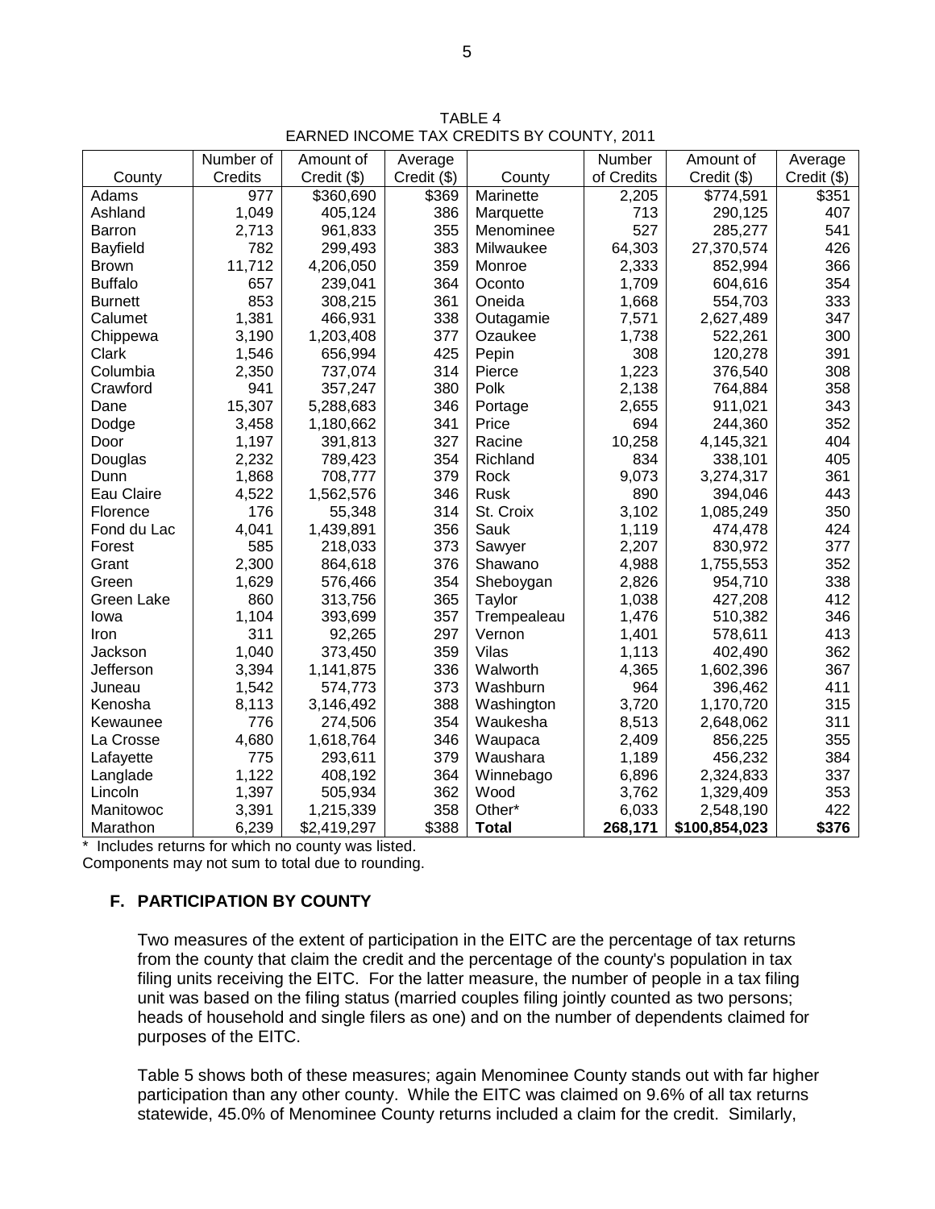TABLE 4
EARNED INCOME TAX CREDITS BY COUNTY, 2011

| County | Number of Credits | Amount of Credit ($) | Average Credit ($) | County | Number of Credits | Amount of Credit ($) | Average Credit ($) |
|---|---|---|---|---|---|---|---|
| Adams | 977 | $360,690 | $369 | Marinette | 2,205 | $774,591 | $351 |
| Ashland | 1,049 | 405,124 | 386 | Marquette | 713 | 290,125 | 407 |
| Barron | 2,713 | 961,833 | 355 | Menominee | 527 | 285,277 | 541 |
| Bayfield | 782 | 299,493 | 383 | Milwaukee | 64,303 | 27,370,574 | 426 |
| Brown | 11,712 | 4,206,050 | 359 | Monroe | 2,333 | 852,994 | 366 |
| Buffalo | 657 | 239,041 | 364 | Oconto | 1,709 | 604,616 | 354 |
| Burnett | 853 | 308,215 | 361 | Oneida | 1,668 | 554,703 | 333 |
| Calumet | 1,381 | 466,931 | 338 | Outagamie | 7,571 | 2,627,489 | 347 |
| Chippewa | 3,190 | 1,203,408 | 377 | Ozaukee | 1,738 | 522,261 | 300 |
| Clark | 1,546 | 656,994 | 425 | Pepin | 308 | 120,278 | 391 |
| Columbia | 2,350 | 737,074 | 314 | Pierce | 1,223 | 376,540 | 308 |
| Crawford | 941 | 357,247 | 380 | Polk | 2,138 | 764,884 | 358 |
| Dane | 15,307 | 5,288,683 | 346 | Portage | 2,655 | 911,021 | 343 |
| Dodge | 3,458 | 1,180,662 | 341 | Price | 694 | 244,360 | 352 |
| Door | 1,197 | 391,813 | 327 | Racine | 10,258 | 4,145,321 | 404 |
| Douglas | 2,232 | 789,423 | 354 | Richland | 834 | 338,101 | 405 |
| Dunn | 1,868 | 708,777 | 379 | Rock | 9,073 | 3,274,317 | 361 |
| Eau Claire | 4,522 | 1,562,576 | 346 | Rusk | 890 | 394,046 | 443 |
| Florence | 176 | 55,348 | 314 | St. Croix | 3,102 | 1,085,249 | 350 |
| Fond du Lac | 4,041 | 1,439,891 | 356 | Sauk | 1,119 | 474,478 | 424 |
| Forest | 585 | 218,033 | 373 | Sawyer | 2,207 | 830,972 | 377 |
| Grant | 2,300 | 864,618 | 376 | Shawano | 4,988 | 1,755,553 | 352 |
| Green | 1,629 | 576,466 | 354 | Sheboygan | 2,826 | 954,710 | 338 |
| Green Lake | 860 | 313,756 | 365 | Taylor | 1,038 | 427,208 | 412 |
| Iowa | 1,104 | 393,699 | 357 | Trempealeau | 1,476 | 510,382 | 346 |
| Iron | 311 | 92,265 | 297 | Vernon | 1,401 | 578,611 | 413 |
| Jackson | 1,040 | 373,450 | 359 | Vilas | 1,113 | 402,490 | 362 |
| Jefferson | 3,394 | 1,141,875 | 336 | Walworth | 4,365 | 1,602,396 | 367 |
| Juneau | 1,542 | 574,773 | 373 | Washburn | 964 | 396,462 | 411 |
| Kenosha | 8,113 | 3,146,492 | 388 | Washington | 3,720 | 1,170,720 | 315 |
| Kewaunee | 776 | 274,506 | 354 | Waukesha | 8,513 | 2,648,062 | 311 |
| La Crosse | 4,680 | 1,618,764 | 346 | Waupaca | 2,409 | 856,225 | 355 |
| Lafayette | 775 | 293,611 | 379 | Waushara | 1,189 | 456,232 | 384 |
| Langlade | 1,122 | 408,192 | 364 | Winnebago | 6,896 | 2,324,833 | 337 |
| Lincoln | 1,397 | 505,934 | 362 | Wood | 3,762 | 1,329,409 | 353 |
| Manitowoc | 3,391 | 1,215,339 | 358 | Other* | 6,033 | 2,548,190 | 422 |
| Marathon | 6,239 | $2,419,297 | $388 | **Total** | **268,171** | **$100,854,023** | **$376** |

\* Includes returns for which no county was listed.
Components may not sum to total due to rounding.

## F. PARTICIPATION BY COUNTY

Two measures of the extent of participation in the EITC are the percentage of tax returns from the county that claim the credit and the percentage of the county's population in tax filing units receiving the EITC. For the latter measure, the number of people in a tax filing unit was based on the filing status (married couples filing jointly counted as two persons; heads of household and single filers as one) and on the number of dependents claimed for purposes of the EITC.

Table 5 shows both of these measures; again Menominee County stands out with far higher participation than any other county. While the EITC was claimed on 9.6% of all tax returns statewide, 45.0% of Menominee County returns included a claim for the credit. Similarly,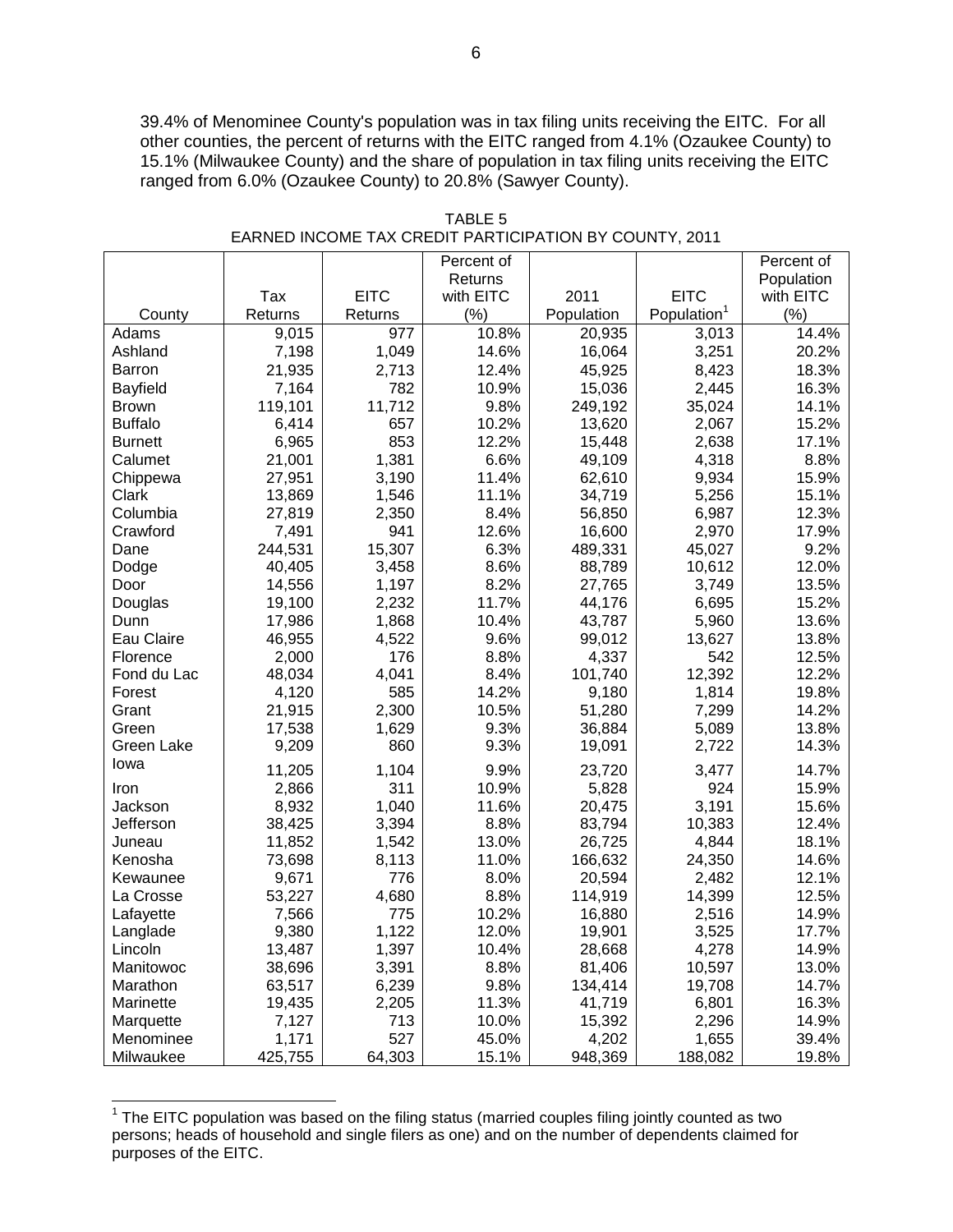39.4% of Menominee County's population was in tax filing units receiving the EITC. For all other counties, the percent of returns with the EITC ranged from 4.1% (Ozaukee County) to 15.1% (Milwaukee County) and the share of population in tax filing units receiving the EITC ranged from 6.0% (Ozaukee County) to 20.8% (Sawyer County).

TABLE 5
EARNED INCOME TAX CREDIT PARTICIPATION BY COUNTY, 2011

| County | Tax Returns | EITC Returns | Percent of Returns with EITC (%) | 2011 Population | EITC Population[1] | Percent of Population with EITC (%) |
|---|---|---|---|---|---|---|
| Adams | 9,015 | 977 | 10.8% | 20,935 | 3,013 | 14.4% |
| Ashland | 7,198 | 1,049 | 14.6% | 16,064 | 3,251 | 20.2% |
| Barron | 21,935 | 2,713 | 12.4% | 45,925 | 8,423 | 18.3% |
| Bayfield | 7,164 | 782 | 10.9% | 15,036 | 2,445 | 16.3% |
| Brown | 119,101 | 11,712 | 9.8% | 249,192 | 35,024 | 14.1% |
| Buffalo | 6,414 | 657 | 10.2% | 13,620 | 2,067 | 15.2% |
| Burnett | 6,965 | 853 | 12.2% | 15,448 | 2,638 | 17.1% |
| Calumet | 21,001 | 1,381 | 6.6% | 49,109 | 4,318 | 8.8% |
| Chippewa | 27,951 | 3,190 | 11.4% | 62,610 | 9,934 | 15.9% |
| Clark | 13,869 | 1,546 | 11.1% | 34,719 | 5,256 | 15.1% |
| Columbia | 27,819 | 2,350 | 8.4% | 56,850 | 6,987 | 12.3% |
| Crawford | 7,491 | 941 | 12.6% | 16,600 | 2,970 | 17.9% |
| Dane | 244,531 | 15,307 | 6.3% | 489,331 | 45,027 | 9.2% |
| Dodge | 40,405 | 3,458 | 8.6% | 88,789 | 10,612 | 12.0% |
| Door | 14,556 | 1,197 | 8.2% | 27,765 | 3,749 | 13.5% |
| Douglas | 19,100 | 2,232 | 11.7% | 44,176 | 6,695 | 15.2% |
| Dunn | 17,986 | 1,868 | 10.4% | 43,787 | 5,960 | 13.6% |
| Eau Claire | 46,955 | 4,522 | 9.6% | 99,012 | 13,627 | 13.8% |
| Florence | 2,000 | 176 | 8.8% | 4,337 | 542 | 12.5% |
| Fond du Lac | 48,034 | 4,041 | 8.4% | 101,740 | 12,392 | 12.2% |
| Forest | 4,120 | 585 | 14.2% | 9,180 | 1,814 | 19.8% |
| Grant | 21,915 | 2,300 | 10.5% | 51,280 | 7,299 | 14.2% |
| Green | 17,538 | 1,629 | 9.3% | 36,884 | 5,089 | 13.8% |
| Green Lake | 9,209 | 860 | 9.3% | 19,091 | 2,722 | 14.3% |
| Iowa | 11,205 | 1,104 | 9.9% | 23,720 | 3,477 | 14.7% |
| Iron | 2,866 | 311 | 10.9% | 5,828 | 924 | 15.9% |
| Jackson | 8,932 | 1,040 | 11.6% | 20,475 | 3,191 | 15.6% |
| Jefferson | 38,425 | 3,394 | 8.8% | 83,794 | 10,383 | 12.4% |
| Juneau | 11,852 | 1,542 | 13.0% | 26,725 | 4,844 | 18.1% |
| Kenosha | 73,698 | 8,113 | 11.0% | 166,632 | 24,350 | 14.6% |
| Kewaunee | 9,671 | 776 | 8.0% | 20,594 | 2,482 | 12.1% |
| La Crosse | 53,227 | 4,680 | 8.8% | 114,919 | 14,399 | 12.5% |
| Lafayette | 7,566 | 775 | 10.2% | 16,880 | 2,516 | 14.9% |
| Langlade | 9,380 | 1,122 | 12.0% | 19,901 | 3,525 | 17.7% |
| Lincoln | 13,487 | 1,397 | 10.4% | 28,668 | 4,278 | 14.9% |
| Manitowoc | 38,696 | 3,391 | 8.8% | 81,406 | 10,597 | 13.0% |
| Marathon | 63,517 | 6,239 | 9.8% | 134,414 | 19,708 | 14.7% |
| Marinette | 19,435 | 2,205 | 11.3% | 41,719 | 6,801 | 16.3% |
| Marquette | 7,127 | 713 | 10.0% | 15,392 | 2,296 | 14.9% |
| Menominee | 1,171 | 527 | 45.0% | 4,202 | 1,655 | 39.4% |
| Milwaukee | 425,755 | 64,303 | 15.1% | 948,369 | 188,082 | 19.8% |

[1] The EITC population was based on the filing status (married couples filing jointly counted as two persons; heads of household and single filers as one) and on the number of dependents claimed for purposes of the EITC.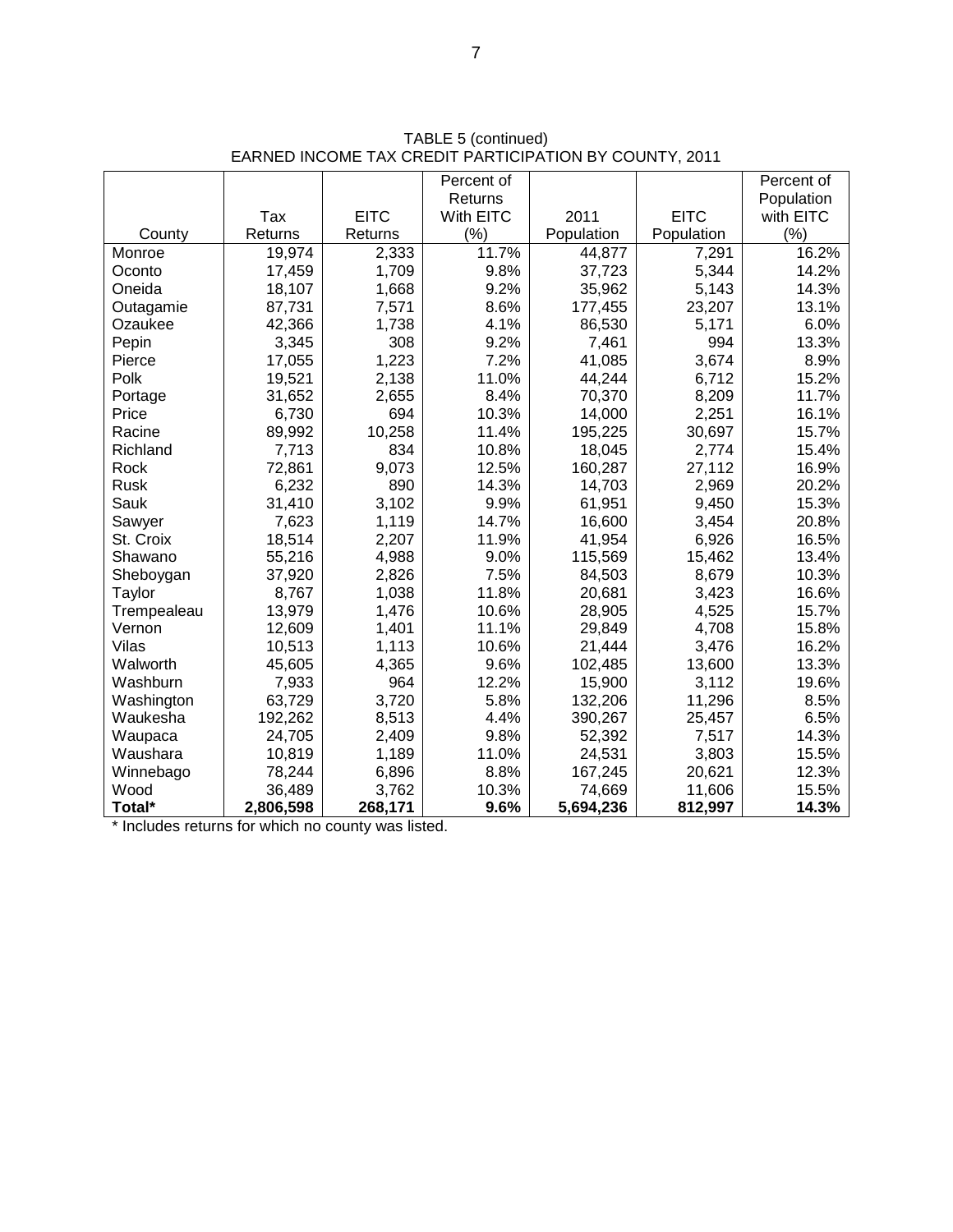TABLE 5 (continued)
EARNED INCOME TAX CREDIT PARTICIPATION BY COUNTY, 2011

| County | Tax Returns | EITC Returns | Percent of Returns With EITC (%) | 2011 Population | EITC Population | Percent of Population with EITC (%) |
|---|---|---|---|---|---|---|
| Monroe | 19,974 | 2,333 | 11.7% | 44,877 | 7,291 | 16.2% |
| Oconto | 17,459 | 1,709 | 9.8% | 37,723 | 5,344 | 14.2% |
| Oneida | 18,107 | 1,668 | 9.2% | 35,962 | 5,143 | 14.3% |
| Outagamie | 87,731 | 7,571 | 8.6% | 177,455 | 23,207 | 13.1% |
| Ozaukee | 42,366 | 1,738 | 4.1% | 86,530 | 5,171 | 6.0% |
| Pepin | 3,345 | 308 | 9.2% | 7,461 | 994 | 13.3% |
| Pierce | 17,055 | 1,223 | 7.2% | 41,085 | 3,674 | 8.9% |
| Polk | 19,521 | 2,138 | 11.0% | 44,244 | 6,712 | 15.2% |
| Portage | 31,652 | 2,655 | 8.4% | 70,370 | 8,209 | 11.7% |
| Price | 6,730 | 694 | 10.3% | 14,000 | 2,251 | 16.1% |
| Racine | 89,992 | 10,258 | 11.4% | 195,225 | 30,697 | 15.7% |
| Richland | 7,713 | 834 | 10.8% | 18,045 | 2,774 | 15.4% |
| Rock | 72,861 | 9,073 | 12.5% | 160,287 | 27,112 | 16.9% |
| Rusk | 6,232 | 890 | 14.3% | 14,703 | 2,969 | 20.2% |
| Sauk | 31,410 | 3,102 | 9.9% | 61,951 | 9,450 | 15.3% |
| Sawyer | 7,623 | 1,119 | 14.7% | 16,600 | 3,454 | 20.8% |
| St. Croix | 18,514 | 2,207 | 11.9% | 41,954 | 6,926 | 16.5% |
| Shawano | 55,216 | 4,988 | 9.0% | 115,569 | 15,462 | 13.4% |
| Sheboygan | 37,920 | 2,826 | 7.5% | 84,503 | 8,679 | 10.3% |
| Taylor | 8,767 | 1,038 | 11.8% | 20,681 | 3,423 | 16.6% |
| Trempealeau | 13,979 | 1,476 | 10.6% | 28,905 | 4,525 | 15.7% |
| Vernon | 12,609 | 1,401 | 11.1% | 29,849 | 4,708 | 15.8% |
| Vilas | 10,513 | 1,113 | 10.6% | 21,444 | 3,476 | 16.2% |
| Walworth | 45,605 | 4,365 | 9.6% | 102,485 | 13,600 | 13.3% |
| Washburn | 7,933 | 964 | 12.2% | 15,900 | 3,112 | 19.6% |
| Washington | 63,729 | 3,720 | 5.8% | 132,206 | 11,296 | 8.5% |
| Waukesha | 192,262 | 8,513 | 4.4% | 390,267 | 25,457 | 6.5% |
| Waupaca | 24,705 | 2,409 | 9.8% | 52,392 | 7,517 | 14.3% |
| Waushara | 10,819 | 1,189 | 11.0% | 24,531 | 3,803 | 15.5% |
| Winnebago | 78,244 | 6,896 | 8.8% | 167,245 | 20,621 | 12.3% |
| Wood | 36,489 | 3,762 | 10.3% | 74,669 | 11,606 | 15.5% |
| **Total*** | **2,806,598** | **268,171** | **9.6%** | **5,694,236** | **812,997** | **14.3%** |

* Includes returns for which no county was listed.